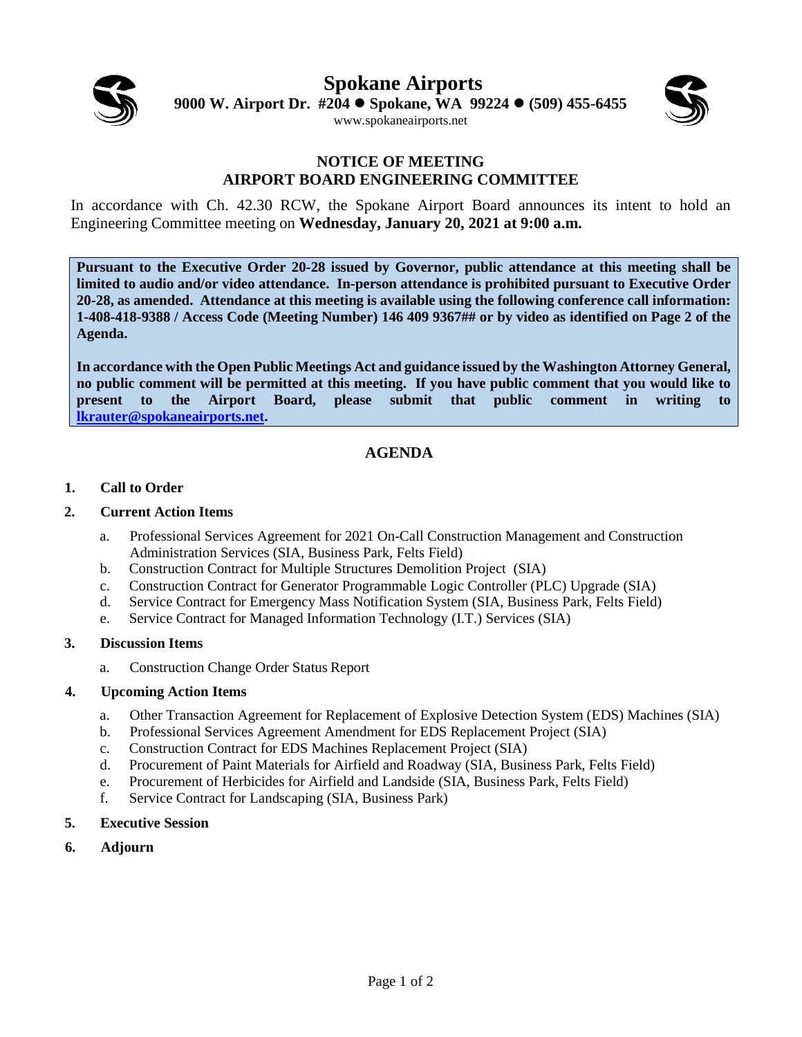# Spokane Airports

**9000 W. Airport Dr. #204 ● Spokane, WA 99224 ● (509) 455-6455**

www.spokaneairports.net

## NOTICE OF MEETING
## AIRPORT BOARD ENGINEERING COMMITTEE

In accordance with Ch. 42.30 RCW, the Spokane Airport Board announces its intent to hold an Engineering Committee meeting on **Wednesday, January 20, 2021 at 9:00 a.m.**

**Pursuant to the Executive Order 20-28 issued by Governor, public attendance at this meeting shall be limited to audio and/or video attendance. In-person attendance is prohibited pursuant to Executive Order 20-28, as amended. Attendance at this meeting is available using the following conference call information: 1-408-418-9388 / Access Code (Meeting Number) 146 409 9367## or by video as identified on Page 2 of the Agenda.**

**In accordance with the Open Public Meetings Act and guidance issued by the Washington Attorney General, no public comment will be permitted at this meeting. If you have public comment that you would like to present to the Airport Board, please submit that public comment in writing to [lkrauter@spokaneairports.net](mailto:lkrauter@spokaneairports.net).**

## AGENDA

1. **Call to Order**
2. **Current Action Items**
   a. Professional Services Agreement for 2021 On-Call Construction Management and Construction Administration Services (SIA, Business Park, Felts Field)
   b. Construction Contract for Multiple Structures Demolition Project (SIA)
   c. Construction Contract for Generator Programmable Logic Controller (PLC) Upgrade (SIA)
   d. Service Contract for Emergency Mass Notification System (SIA, Business Park, Felts Field)
   e. Service Contract for Managed Information Technology (I.T.) Services (SIA)
3. **Discussion Items**
   a. Construction Change Order Status Report
4. **Upcoming Action Items**
   a. Other Transaction Agreement for Replacement of Explosive Detection System (EDS) Machines (SIA)
   b. Professional Services Agreement Amendment for EDS Replacement Project (SIA)
   c. Construction Contract for EDS Machines Replacement Project (SIA)
   d. Procurement of Paint Materials for Airfield and Roadway (SIA, Business Park, Felts Field)
   e. Procurement of Herbicides for Airfield and Landside (SIA, Business Park, Felts Field)
   f. Service Contract for Landscaping (SIA, Business Park)
5. **Executive Session**
6. **Adjourn**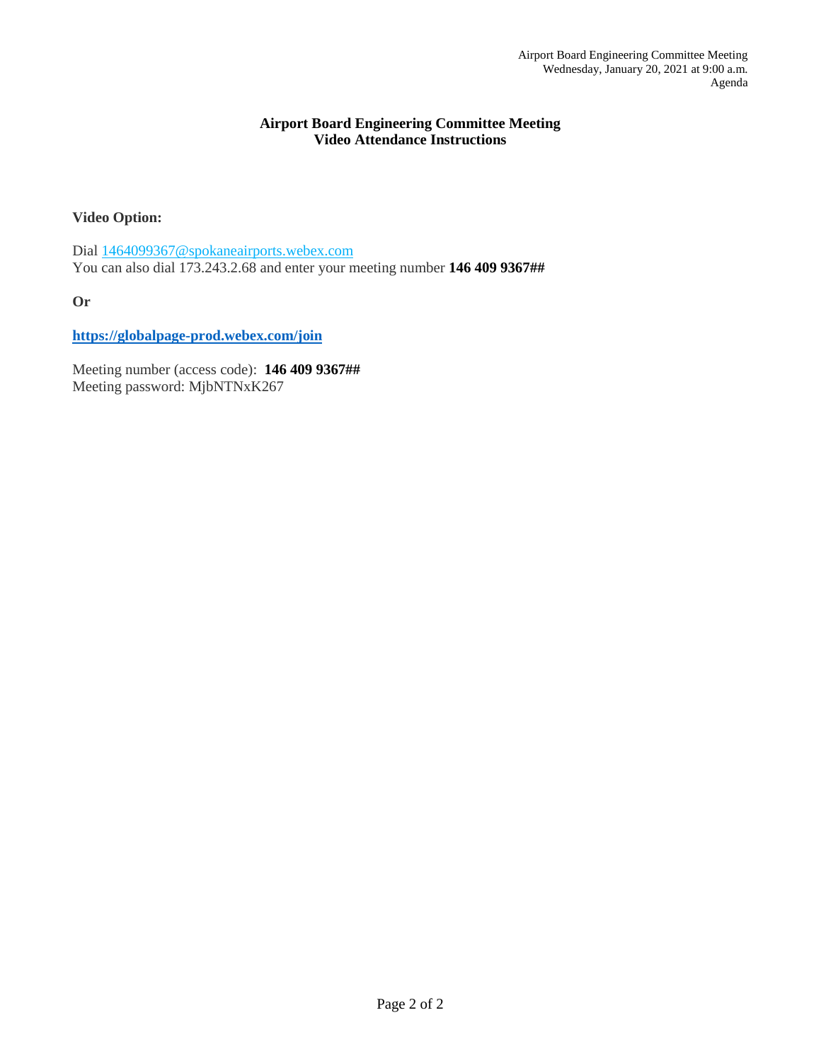## Airport Board Engineering Committee Meeting
## Video Attendance Instructions

**Video Option:**

Dial 1464099367@spokaneairports.webex.com
You can also dial 173.243.2.68 and enter your meeting number **146 409 9367##**

**Or**

**https://globalpage-prod.webex.com/join**

Meeting number (access code): **146 409 9367##**
Meeting password: MjbNTNxK267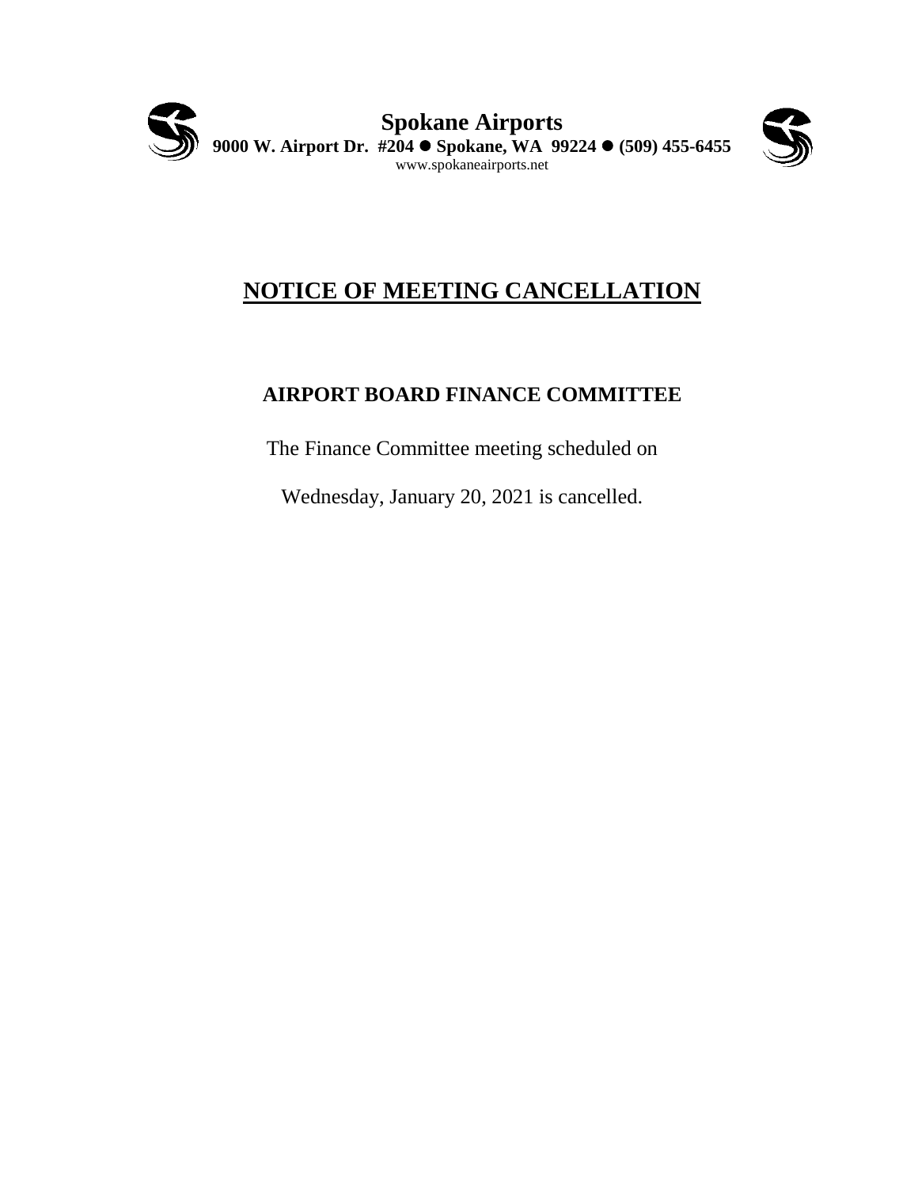**Spokane Airports**
**9000 W. Airport Dr. #204 ● Spokane, WA 99224 ● (509) 455-6455**
www.spokaneairports.net

# NOTICE OF MEETING CANCELLATION

## AIRPORT BOARD FINANCE COMMITTEE

The Finance Committee meeting scheduled on

Wednesday, January 20, 2021 is cancelled.